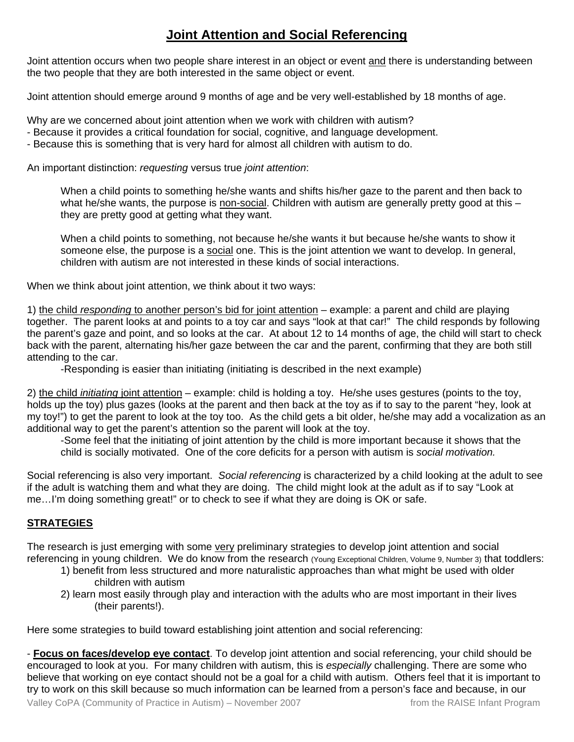# Joint Attention and Social Referencing

Joint attention occurs when two people share interest in an object or event and there is understanding between the two people that they are both interested in the same object or event.

Joint attention should emerge around 9 months of age and be very well-established by 18 months of age.

Why are we concerned about joint attention when we work with children with autism?
- Because it provides a critical foundation for social, cognitive, and language development.
- Because this is something that is very hard for almost all children with autism to do.

An important distinction: *requesting* versus true *joint attention*:

> When a child points to something he/she wants and shifts his/her gaze to the parent and then back to what he/she wants, the purpose is non-social. Children with autism are generally pretty good at this – they are pretty good at getting what they want.
>
> When a child points to something, not because he/she wants it but because he/she wants to show it someone else, the purpose is a social one. This is the joint attention we want to develop. In general, children with autism are not interested in these kinds of social interactions.

When we think about joint attention, we think about it two ways:

1) the child *responding* to another person's bid for joint attention – example: a parent and child are playing together. The parent looks at and points to a toy car and says "look at that car!" The child responds by following the parent's gaze and point, and so looks at the car. At about 12 to 14 months of age, the child will start to check back with the parent, alternating his/her gaze between the car and the parent, confirming that they are both still attending to the car.

-Responding is easier than initiating (initiating is described in the next example)

2) the child *initiating* joint attention – example: child is holding a toy. He/she uses gestures (points to the toy, holds up the toy) plus gazes (looks at the parent and then back at the toy as if to say to the parent "hey, look at my toy!") to get the parent to look at the toy too. As the child gets a bit older, he/she may add a vocalization as an additional way to get the parent's attention so the parent will look at the toy.

-Some feel that the initiating of joint attention by the child is more important because it shows that the child is socially motivated. One of the core deficits for a person with autism is *social motivation.*

Social referencing is also very important. *Social referencing* is characterized by a child looking at the adult to see if the adult is watching them and what they are doing. The child might look at the adult as if to say "Look at me…I'm doing something great!" or to check to see if what they are doing is OK or safe.

## STRATEGIES

The research is just emerging with some very preliminary strategies to develop joint attention and social referencing in young children. We do know from the research (Young Exceptional Children, Volume 9, Number 3) that toddlers:

1) benefit from less structured and more naturalistic approaches than what might be used with older children with autism
2) learn most easily through play and interaction with the adults who are most important in their lives (their parents!).

Here some strategies to build toward establishing joint attention and social referencing:

- **Focus on faces/develop eye contact**. To develop joint attention and social referencing, your child should be encouraged to look at you. For many children with autism, this is *especially* challenging. There are some who believe that working on eye contact should not be a goal for a child with autism. Others feel that it is important to try to work on this skill because so much information can be learned from a person's face and because, in our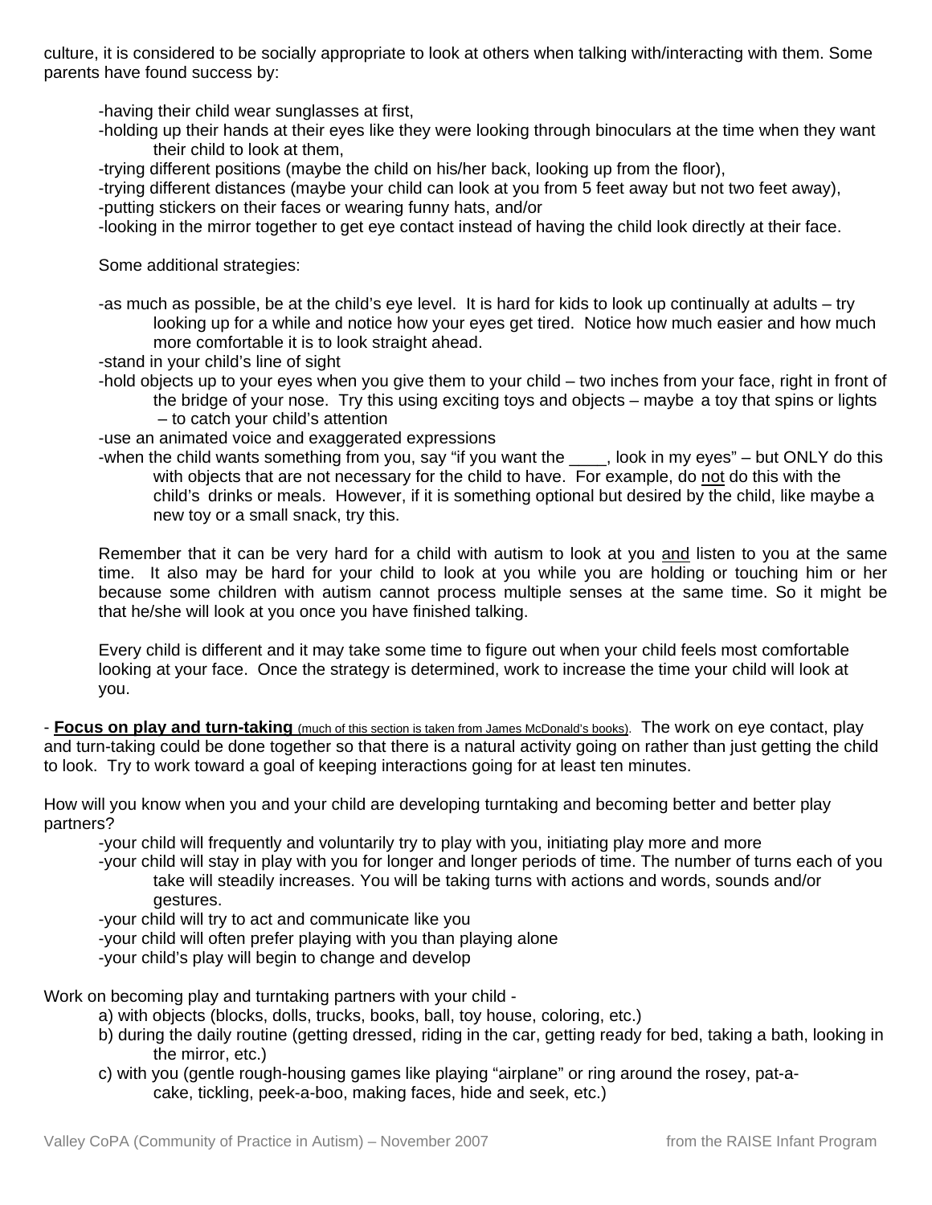culture, it is considered to be socially appropriate to look at others when talking with/interacting with them. Some parents have found success by:

-having their child wear sunglasses at first,
-holding up their hands at their eyes like they were looking through binoculars at the time when they want their child to look at them,
-trying different positions (maybe the child on his/her back, looking up from the floor),
-trying different distances (maybe your child can look at you from 5 feet away but not two feet away),
-putting stickers on their faces or wearing funny hats, and/or
-looking in the mirror together to get eye contact instead of having the child look directly at their face.

Some additional strategies:

-as much as possible, be at the child's eye level. It is hard for kids to look up continually at adults – try looking up for a while and notice how your eyes get tired. Notice how much easier and how much more comfortable it is to look straight ahead.
-stand in your child's line of sight
-hold objects up to your eyes when you give them to your child – two inches from your face, right in front of the bridge of your nose. Try this using exciting toys and objects – maybe a toy that spins or lights – to catch your child's attention
-use an animated voice and exaggerated expressions
-when the child wants something from you, say "if you want the ____, look in my eyes" – but ONLY do this with objects that are not necessary for the child to have. For example, do <u>not</u> do this with the child's drinks or meals. However, if it is something optional but desired by the child, like maybe a new toy or a small snack, try this.

Remember that it can be very hard for a child with autism to look at you <u>and</u> listen to you at the same time. It also may be hard for your child to look at you while you are holding or touching him or her because some children with autism cannot process multiple senses at the same time. So it might be that he/she will look at you once you have finished talking.

Every child is different and it may take some time to figure out when your child feels most comfortable looking at your face. Once the strategy is determined, work to increase the time your child will look at you.

- **<u>Focus on play and turn-taking</u>** <u>(much of this section is taken from James McDonald's books)</u>. The work on eye contact, play and turn-taking could be done together so that there is a natural activity going on rather than just getting the child to look. Try to work toward a goal of keeping interactions going for at least ten minutes.

How will you know when you and your child are developing turntaking and becoming better and better play partners?

-your child will frequently and voluntarily try to play with you, initiating play more and more
-your child will stay in play with you for longer and longer periods of time. The number of turns each of you take will steadily increases. You will be taking turns with actions and words, sounds and/or gestures.
-your child will try to act and communicate like you
-your child will often prefer playing with you than playing alone
-your child's play will begin to change and develop

Work on becoming play and turntaking partners with your child -

a) with objects (blocks, dolls, trucks, books, ball, toy house, coloring, etc.)
b) during the daily routine (getting dressed, riding in the car, getting ready for bed, taking a bath, looking in the mirror, etc.)
c) with you (gentle rough-housing games like playing "airplane" or ring around the rosey, pat-a-cake, tickling, peek-a-boo, making faces, hide and seek, etc.)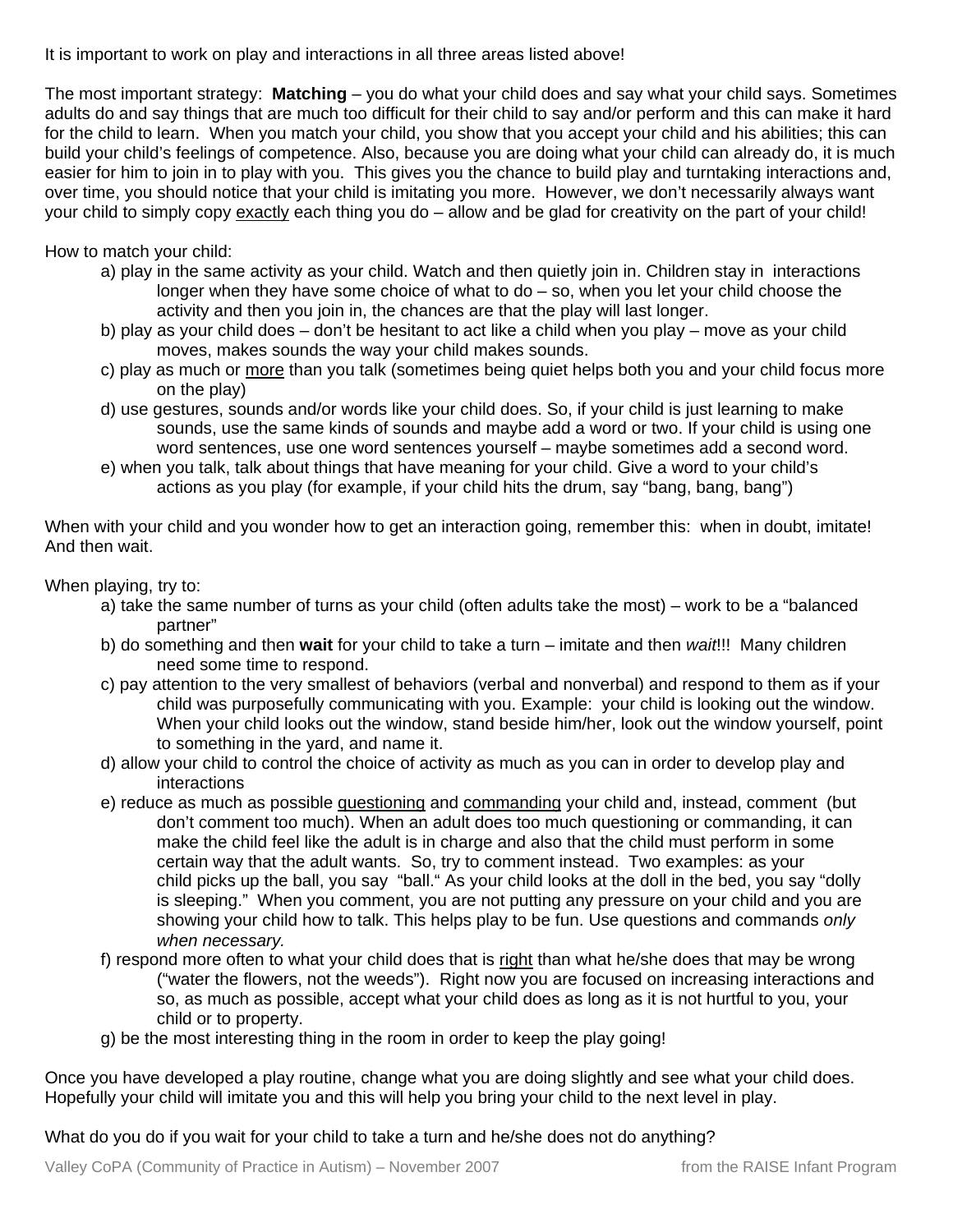It is important to work on play and interactions in all three areas listed above!

The most important strategy: **Matching** – you do what your child does and say what your child says. Sometimes adults do and say things that are much too difficult for their child to say and/or perform and this can make it hard for the child to learn. When you match your child, you show that you accept your child and his abilities; this can build your child's feelings of competence. Also, because you are doing what your child can already do, it is much easier for him to join in to play with you. This gives you the chance to build play and turntaking interactions and, over time, you should notice that your child is imitating you more. However, we don't necessarily always want your child to simply copy exactly each thing you do – allow and be glad for creativity on the part of your child!

How to match your child:

a) play in the same activity as your child. Watch and then quietly join in. Children stay in interactions longer when they have some choice of what to do – so, when you let your child choose the activity and then you join in, the chances are that the play will last longer.
b) play as your child does – don't be hesitant to act like a child when you play – move as your child moves, makes sounds the way your child makes sounds.
c) play as much or more than you talk (sometimes being quiet helps both you and your child focus more on the play)
d) use gestures, sounds and/or words like your child does. So, if your child is just learning to make sounds, use the same kinds of sounds and maybe add a word or two. If your child is using one word sentences, use one word sentences yourself – maybe sometimes add a second word.
e) when you talk, talk about things that have meaning for your child. Give a word to your child's actions as you play (for example, if your child hits the drum, say "bang, bang, bang")

When with your child and you wonder how to get an interaction going, remember this: when in doubt, imitate! And then wait.

When playing, try to:

a) take the same number of turns as your child (often adults take the most) – work to be a "balanced partner"
b) do something and then **wait** for your child to take a turn – imitate and then *wait*!!! Many children need some time to respond.
c) pay attention to the very smallest of behaviors (verbal and nonverbal) and respond to them as if your child was purposefully communicating with you. Example: your child is looking out the window. When your child looks out the window, stand beside him/her, look out the window yourself, point to something in the yard, and name it.
d) allow your child to control the choice of activity as much as you can in order to develop play and interactions
e) reduce as much as possible questioning and commanding your child and, instead, comment (but don't comment too much). When an adult does too much questioning or commanding, it can make the child feel like the adult is in charge and also that the child must perform in some certain way that the adult wants. So, try to comment instead. Two examples: as your child picks up the ball, you say "ball." As your child looks at the doll in the bed, you say "dolly is sleeping." When you comment, you are not putting any pressure on your child and you are showing your child how to talk. This helps play to be fun. Use questions and commands *only when necessary.*
f) respond more often to what your child does that is right than what he/she does that may be wrong ("water the flowers, not the weeds"). Right now you are focused on increasing interactions and so, as much as possible, accept what your child does as long as it is not hurtful to you, your child or to property.
g) be the most interesting thing in the room in order to keep the play going!

Once you have developed a play routine, change what you are doing slightly and see what your child does. Hopefully your child will imitate you and this will help you bring your child to the next level in play.

What do you do if you wait for your child to take a turn and he/she does not do anything?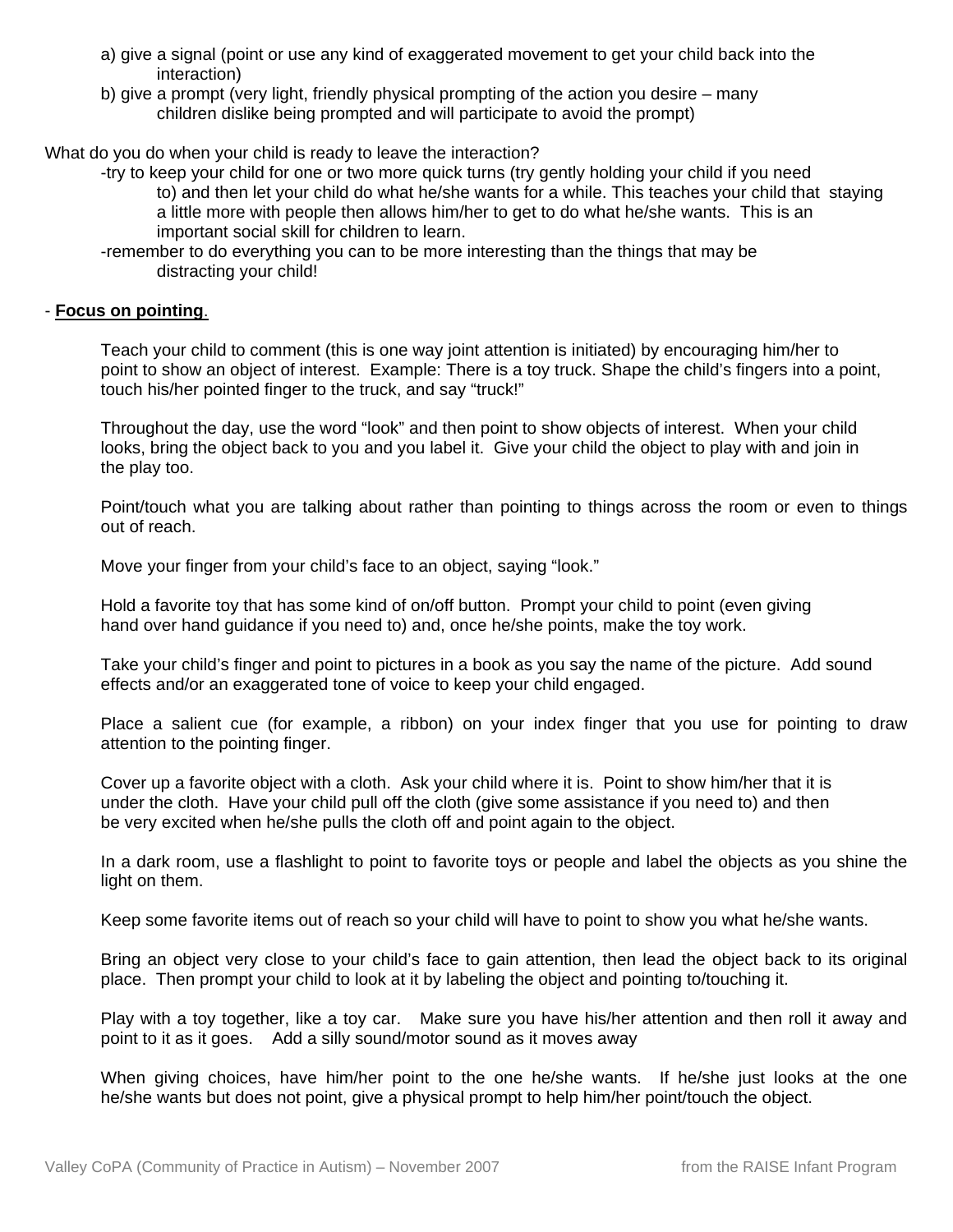a) give a signal (point or use any kind of exaggerated movement to get your child back into the interaction)

b) give a prompt (very light, friendly physical prompting of the action you desire – many children dislike being prompted and will participate to avoid the prompt)

What do you do when your child is ready to leave the interaction?

-try to keep your child for one or two more quick turns (try gently holding your child if you need to) and then let your child do what he/she wants for a while. This teaches your child that staying a little more with people then allows him/her to get to do what he/she wants. This is an important social skill for children to learn.

-remember to do everything you can to be more interesting than the things that may be distracting your child!

- **Focus on pointing**.

Teach your child to comment (this is one way joint attention is initiated) by encouraging him/her to point to show an object of interest. Example: There is a toy truck. Shape the child's fingers into a point, touch his/her pointed finger to the truck, and say "truck!"

Throughout the day, use the word "look" and then point to show objects of interest. When your child looks, bring the object back to you and you label it. Give your child the object to play with and join in the play too.

Point/touch what you are talking about rather than pointing to things across the room or even to things out of reach.

Move your finger from your child's face to an object, saying "look."

Hold a favorite toy that has some kind of on/off button. Prompt your child to point (even giving hand over hand guidance if you need to) and, once he/she points, make the toy work.

Take your child's finger and point to pictures in a book as you say the name of the picture. Add sound effects and/or an exaggerated tone of voice to keep your child engaged.

Place a salient cue (for example, a ribbon) on your index finger that you use for pointing to draw attention to the pointing finger.

Cover up a favorite object with a cloth. Ask your child where it is. Point to show him/her that it is under the cloth. Have your child pull off the cloth (give some assistance if you need to) and then be very excited when he/she pulls the cloth off and point again to the object.

In a dark room, use a flashlight to point to favorite toys or people and label the objects as you shine the light on them.

Keep some favorite items out of reach so your child will have to point to show you what he/she wants.

Bring an object very close to your child's face to gain attention, then lead the object back to its original place. Then prompt your child to look at it by labeling the object and pointing to/touching it.

Play with a toy together, like a toy car. Make sure you have his/her attention and then roll it away and point to it as it goes. Add a silly sound/motor sound as it moves away

When giving choices, have him/her point to the one he/she wants. If he/she just looks at the one he/she wants but does not point, give a physical prompt to help him/her point/touch the object.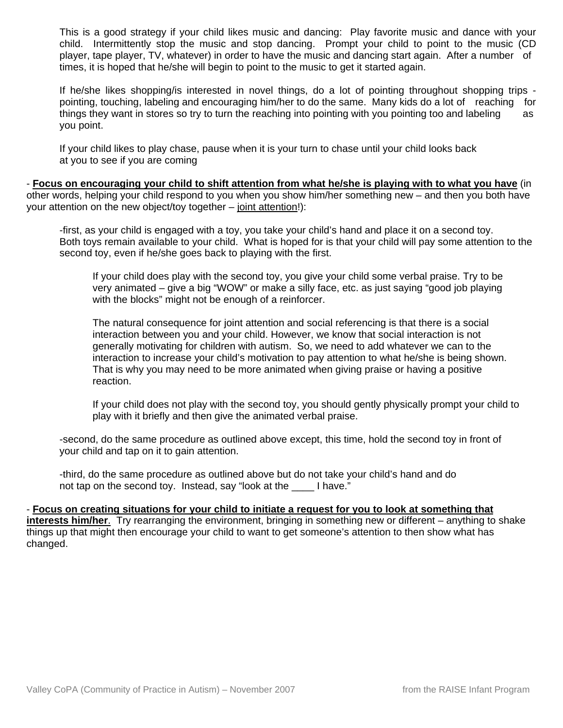This is a good strategy if your child likes music and dancing: Play favorite music and dance with your child. Intermittently stop the music and stop dancing. Prompt your child to point to the music (CD player, tape player, TV, whatever) in order to have the music and dancing start again. After a number of times, it is hoped that he/she will begin to point to the music to get it started again.

If he/she likes shopping/is interested in novel things, do a lot of pointing throughout shopping trips - pointing, touching, labeling and encouraging him/her to do the same. Many kids do a lot of reaching for things they want in stores so try to turn the reaching into pointing with you pointing too and labeling as you point.

If your child likes to play chase, pause when it is your turn to chase until your child looks back at you to see if you are coming

- **<u>Focus on encouraging your child to shift attention from what he/she is playing with to what you have</u>** (in other words, helping your child respond to you when you show him/her something new – and then you both have your attention on the new object/toy together – <u>joint attention</u>!):

-first, as your child is engaged with a toy, you take your child's hand and place it on a second toy. Both toys remain available to your child. What is hoped for is that your child will pay some attention to the second toy, even if he/she goes back to playing with the first.

If your child does play with the second toy, you give your child some verbal praise. Try to be very animated – give a big "WOW" or make a silly face, etc. as just saying "good job playing with the blocks" might not be enough of a reinforcer.

The natural consequence for joint attention and social referencing is that there is a social interaction between you and your child. However, we know that social interaction is not generally motivating for children with autism. So, we need to add whatever we can to the interaction to increase your child's motivation to pay attention to what he/she is being shown. That is why you may need to be more animated when giving praise or having a positive reaction.

If your child does not play with the second toy, you should gently physically prompt your child to play with it briefly and then give the animated verbal praise.

-second, do the same procedure as outlined above except, this time, hold the second toy in front of your child and tap on it to gain attention.

-third, do the same procedure as outlined above but do not take your child's hand and do not tap on the second toy. Instead, say "look at the ____ I have."

- **<u>Focus on creating situations for your child to initiate a request for you to look at something that interests him/her</u>**. Try rearranging the environment, bringing in something new or different – anything to shake things up that might then encourage your child to want to get someone's attention to then show what has changed.